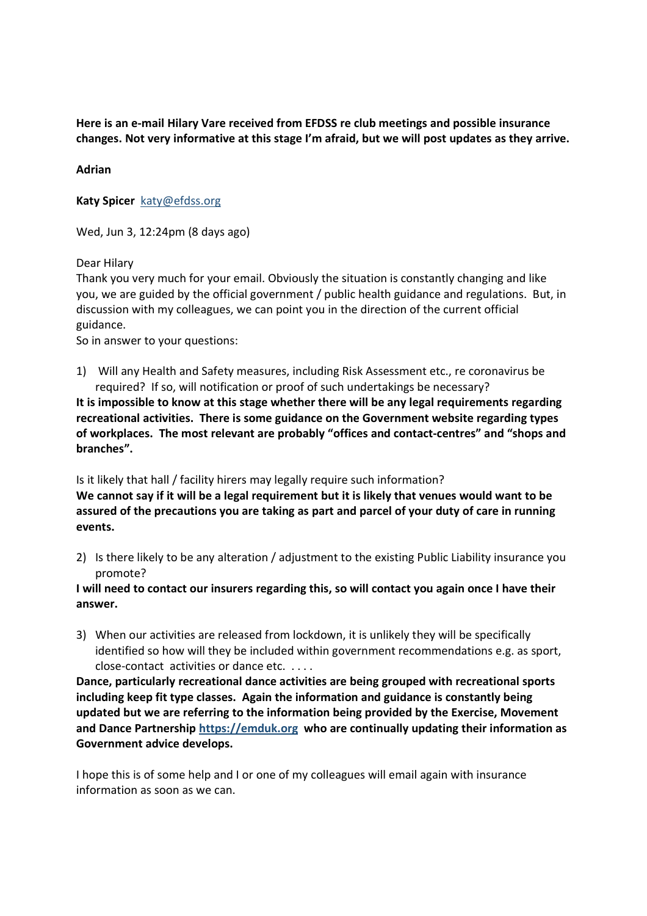**Here is an e-mail Hilary Vare received from EFDSS re club meetings and possible insurance changes. Not very informative at this stage I'm afraid, but we will post updates as they arrive.**

**Adrian**

**Katy Spicer** katy@efdss.org

Wed, Jun 3, 12:24pm (8 days ago)

Dear Hilary
Thank you very much for your email. Obviously the situation is constantly changing and like you, we are guided by the official government / public health guidance and regulations. But, in discussion with my colleagues, we can point you in the direction of the current official guidance.
So in answer to your questions:

1) Will any Health and Safety measures, including Risk Assessment etc., re coronavirus be required? If so, will notification or proof of such undertakings be necessary?

**It is impossible to know at this stage whether there will be any legal requirements regarding recreational activities. There is some guidance on the Government website regarding types of workplaces. The most relevant are probably "offices and contact-centres" and "shops and branches".**

Is it likely that hall / facility hirers may legally require such information?
**We cannot say if it will be a legal requirement but it is likely that venues would want to be assured of the precautions you are taking as part and parcel of your duty of care in running events.**

2) Is there likely to be any alteration / adjustment to the existing Public Liability insurance you promote?

**I will need to contact our insurers regarding this, so will contact you again once I have their answer.**

3) When our activities are released from lockdown, it is unlikely they will be specifically identified so how will they be included within government recommendations e.g. as sport, close-contact activities or dance etc. . . . .

**Dance, particularly recreational dance activities are being grouped with recreational sports including keep fit type classes. Again the information and guidance is constantly being updated but we are referring to the information being provided by the Exercise, Movement and Dance Partnership https://emduk.org who are continually updating their information as Government advice develops.**

I hope this is of some help and I or one of my colleagues will email again with insurance information as soon as we can.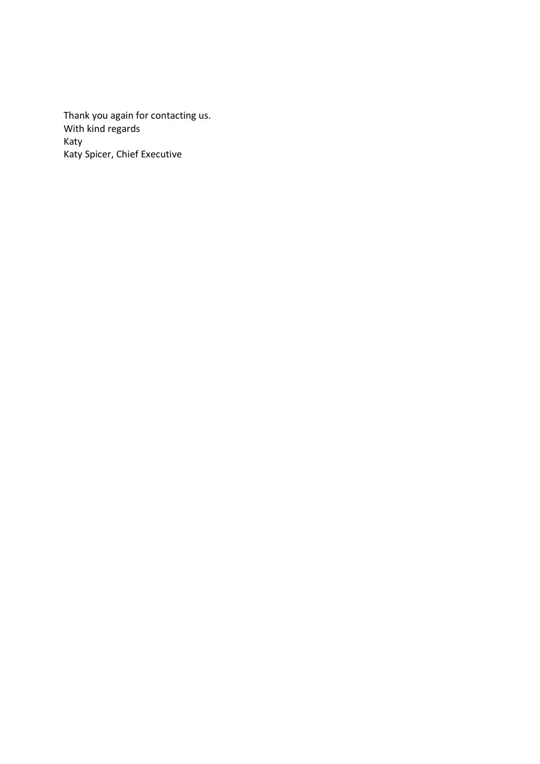Thank you again for contacting us.
With kind regards
Katy
Katy Spicer, Chief Executive